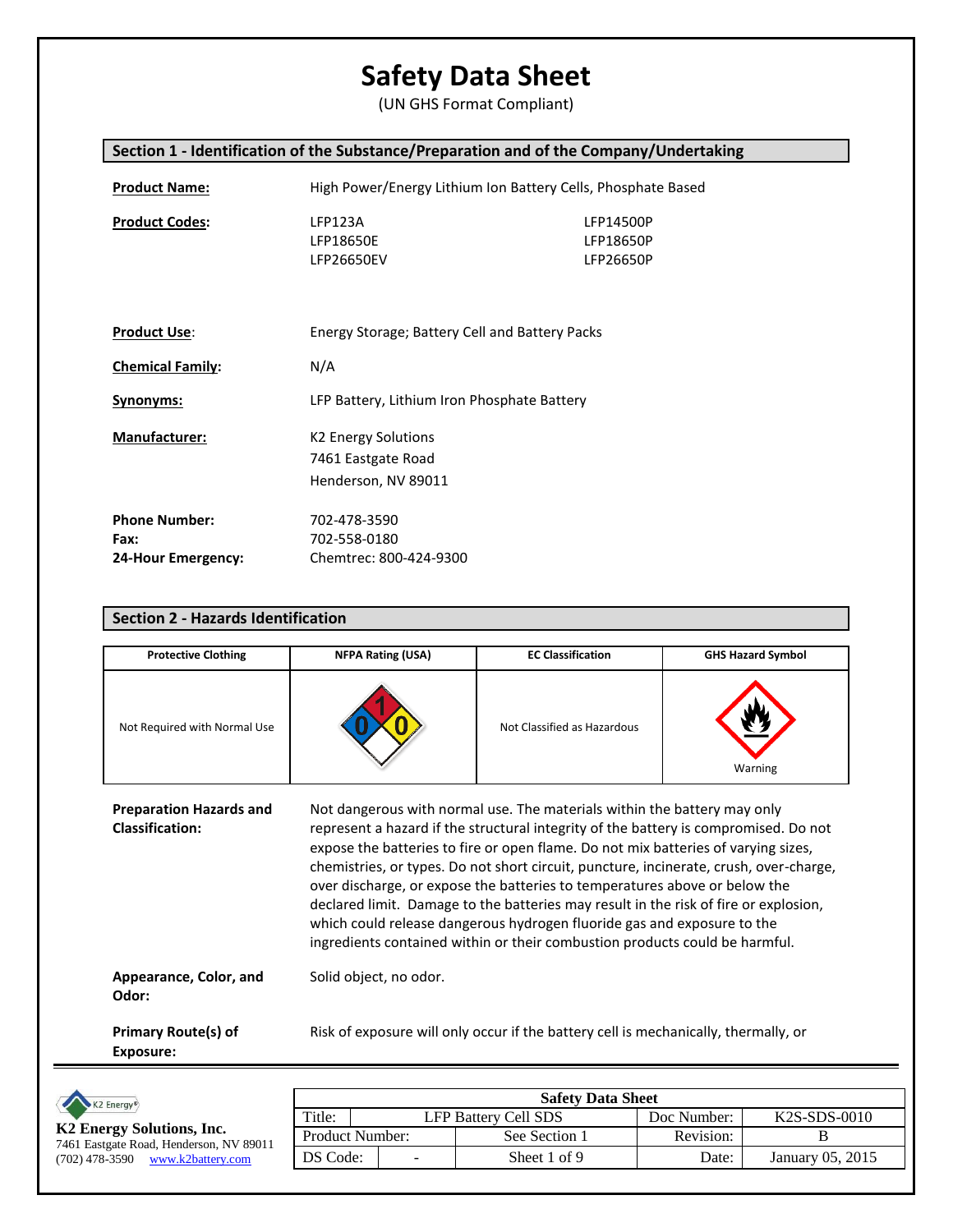# Safety Data Sheet

(UN GHS Format Compliant)

## Section 1 - Identification of the Substance/Preparation and of the Company/Undertaking

**Product Name:** High Power/Energy Lithium Ion Battery Cells, Phosphate Based

**Product Codes:**

| | |
|---|---|
| LFP123A | LFP14500P |
| LFP18650E | LFP18650P |
| LFP26650EV | LFP26650P |

**Product Use:** Energy Storage; Battery Cell and Battery Packs

**Chemical Family:** N/A

**Synonyms:** LFP Battery, Lithium Iron Phosphate Battery

**Manufacturer:** K2 Energy Solutions
7461 Eastgate Road
Henderson, NV 89011

**Phone Number:** 702-478-3590
**Fax:** 702-558-0180
**24-Hour Emergency:** Chemtrec: 800-424-9300

## Section 2 - Hazards Identification

| Protective Clothing | NFPA Rating (USA) | EC Classification | GHS Hazard Symbol |
|---|---|---|---|
| Not Required with Normal Use | 1 (Flammability), 0 (Health), 0 (Instability) | Not Classified as Hazardous | Warning |

**Preparation Hazards and Classification:** Not dangerous with normal use. The materials within the battery may only represent a hazard if the structural integrity of the battery is compromised. Do not expose the batteries to fire or open flame. Do not mix batteries of varying sizes, chemistries, or types. Do not short circuit, puncture, incinerate, crush, over-charge, over discharge, or expose the batteries to temperatures above or below the declared limit. Damage to the batteries may result in the risk of fire or explosion, which could release dangerous hydrogen fluoride gas and exposure to the ingredients contained within or their combustion products could be harmful.

**Appearance, Color, and Odor:** Solid object, no odor.

**Primary Route(s) of Exposure:** Risk of exposure will only occur if the battery cell is mechanically, thermally, or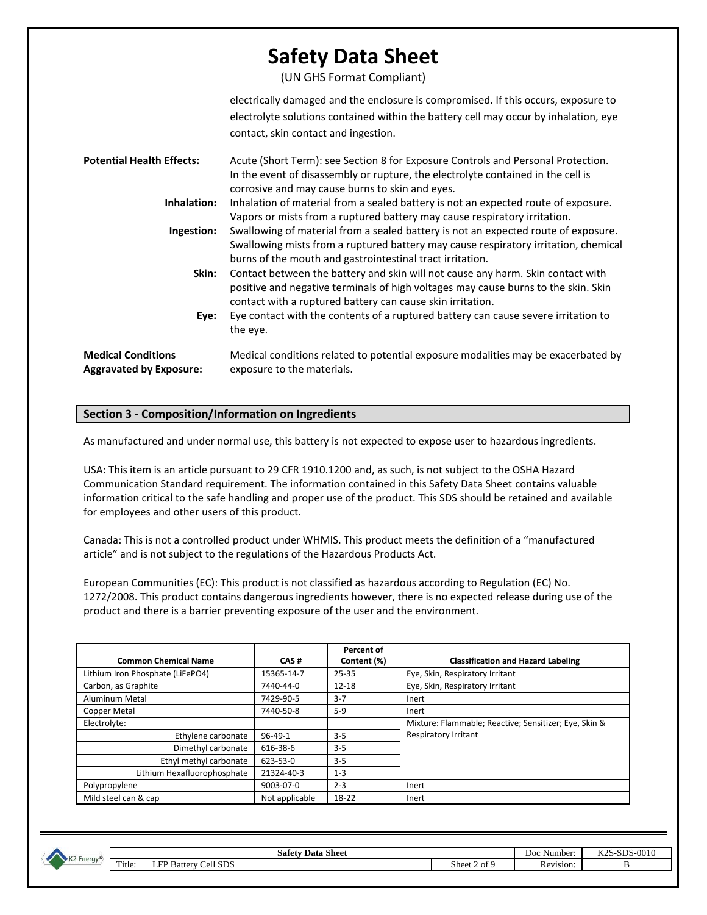electrically damaged and the enclosure is compromised. If this occurs, exposure to electrolyte solutions contained within the battery cell may occur by inhalation, eye contact, skin contact and ingestion.

**Potential Health Effects:** Acute (Short Term): see Section 8 for Exposure Controls and Personal Protection. In the event of disassembly or rupture, the electrolyte contained in the cell is corrosive and may cause burns to skin and eyes.

**Inhalation:** Inhalation of material from a sealed battery is not an expected route of exposure. Vapors or mists from a ruptured battery may cause respiratory irritation.

**Ingestion:** Swallowing of material from a sealed battery is not an expected route of exposure. Swallowing mists from a ruptured battery may cause respiratory irritation, chemical burns of the mouth and gastrointestinal tract irritation.

**Skin:** Contact between the battery and skin will not cause any harm. Skin contact with positive and negative terminals of high voltages may cause burns to the skin. Skin contact with a ruptured battery can cause skin irritation.

**Eye:** Eye contact with the contents of a ruptured battery can cause severe irritation to the eye.

**Medical Conditions Aggravated by Exposure:** Medical conditions related to potential exposure modalities may be exacerbated by exposure to the materials.

## Section 3 - Composition/Information on Ingredients

As manufactured and under normal use, this battery is not expected to expose user to hazardous ingredients.

USA: This item is an article pursuant to 29 CFR 1910.1200 and, as such, is not subject to the OSHA Hazard Communication Standard requirement. The information contained in this Safety Data Sheet contains valuable information critical to the safe handling and proper use of the product. This SDS should be retained and available for employees and other users of this product.

Canada: This is not a controlled product under WHMIS. This product meets the definition of a “manufactured article” and is not subject to the regulations of the Hazardous Products Act.

European Communities (EC): This product is not classified as hazardous according to Regulation (EC) No. 1272/2008. This product contains dangerous ingredients however, there is no expected release during use of the product and there is a barrier preventing exposure of the user and the environment.

| Common Chemical Name | CAS # | Percent of Content (%) | Classification and Hazard Labeling |
|---|---|---|---|
| Lithium Iron Phosphate ($LiFePO_4$) | 15365-14-7 | 25-35 | Eye, Skin, Respiratory Irritant |
| Carbon, as Graphite | 7440-44-0 | 12-18 | Eye, Skin, Respiratory Irritant |
| Aluminum Metal | 7429-90-5 | 3-7 | Inert |
| Copper Metal | 7440-50-8 | 5-9 | Inert |
| Electrolyte: | | | Mixture: Flammable; Reactive; Sensitizer; Eye, Skin & Respiratory Irritant |
| Ethylene carbonate | 96-49-1 | 3-5 | |
| Dimethyl carbonate | 616-38-6 | 3-5 | |
| Ethyl methyl carbonate | 623-53-0 | 3-5 | |
| Lithium Hexafluorophosphate | 21324-40-3 | 1-3 | |
| Polypropylene | 9003-07-0 | 2-3 | Inert |
| Mild steel can & cap | Not applicable | 18-22 | Inert |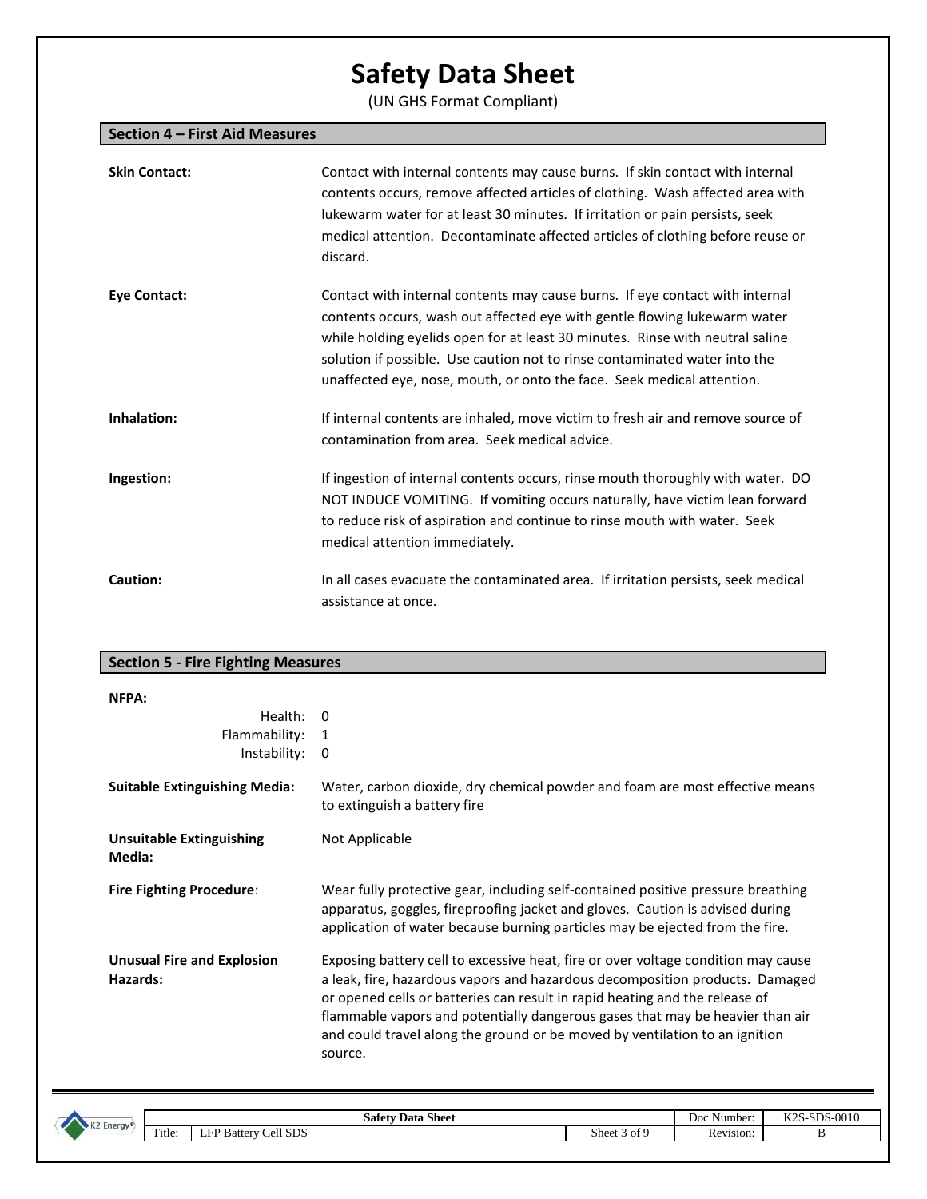# Safety Data Sheet

(UN GHS Format Compliant)

## Section 4 – First Aid Measures

**Skin Contact:** Contact with internal contents may cause burns. If skin contact with internal contents occurs, remove affected articles of clothing. Wash affected area with lukewarm water for at least 30 minutes. If irritation or pain persists, seek medical attention. Decontaminate affected articles of clothing before reuse or discard.

**Eye Contact:** Contact with internal contents may cause burns. If eye contact with internal contents occurs, wash out affected eye with gentle flowing lukewarm water while holding eyelids open for at least 30 minutes. Rinse with neutral saline solution if possible. Use caution not to rinse contaminated water into the unaffected eye, nose, mouth, or onto the face. Seek medical attention.

**Inhalation:** If internal contents are inhaled, move victim to fresh air and remove source of contamination from area. Seek medical advice.

**Ingestion:** If ingestion of internal contents occurs, rinse mouth thoroughly with water. DO NOT INDUCE VOMITING. If vomiting occurs naturally, have victim lean forward to reduce risk of aspiration and continue to rinse mouth with water. Seek medical attention immediately.

**Caution:** In all cases evacuate the contaminated area. If irritation persists, seek medical assistance at once.

## Section 5 - Fire Fighting Measures

**NFPA:**

- Health: 0
- Flammability: 1
- Instability: 0

**Suitable Extinguishing Media:** Water, carbon dioxide, dry chemical powder and foam are most effective means to extinguish a battery fire

**Unsuitable Extinguishing Media:** Not Applicable

**Fire Fighting Procedure**: Wear fully protective gear, including self-contained positive pressure breathing apparatus, goggles, fireproofing jacket and gloves. Caution is advised during application of water because burning particles may be ejected from the fire.

**Unusual Fire and Explosion Hazards:** Exposing battery cell to excessive heat, fire or over voltage condition may cause a leak, fire, hazardous vapors and hazardous decomposition products. Damaged or opened cells or batteries can result in rapid heating and the release of flammable vapors and potentially dangerous gases that may be heavier than air and could travel along the ground or be moved by ventilation to an ignition source.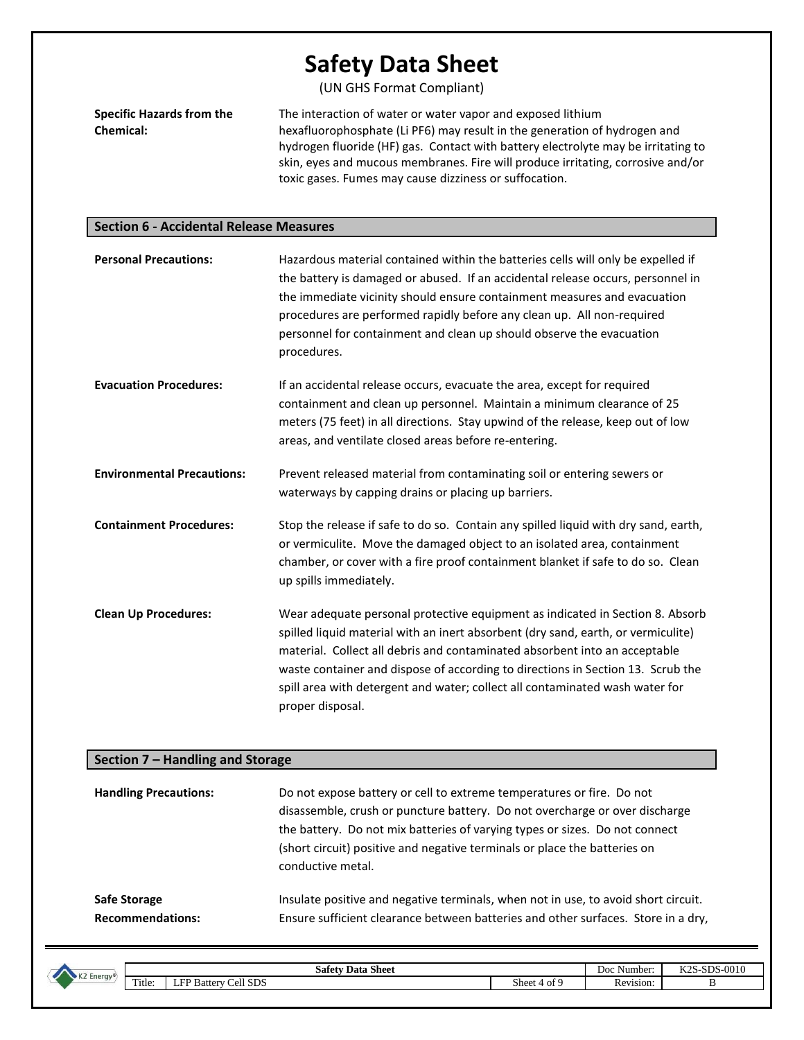**Specific Hazards from the Chemical:** The interaction of water or water vapor and exposed lithium hexafluorophosphate (Li PF6) may result in the generation of hydrogen and hydrogen fluoride (HF) gas. Contact with battery electrolyte may be irritating to skin, eyes and mucous membranes. Fire will produce irritating, corrosive and/or toxic gases. Fumes may cause dizziness or suffocation.

## Section 6 - Accidental Release Measures

**Personal Precautions:** Hazardous material contained within the batteries cells will only be expelled if the battery is damaged or abused. If an accidental release occurs, personnel in the immediate vicinity should ensure containment measures and evacuation procedures are performed rapidly before any clean up. All non-required personnel for containment and clean up should observe the evacuation procedures.

**Evacuation Procedures:** If an accidental release occurs, evacuate the area, except for required containment and clean up personnel. Maintain a minimum clearance of 25 meters (75 feet) in all directions. Stay upwind of the release, keep out of low areas, and ventilate closed areas before re-entering.

**Environmental Precautions:** Prevent released material from contaminating soil or entering sewers or waterways by capping drains or placing up barriers.

**Containment Procedures:** Stop the release if safe to do so. Contain any spilled liquid with dry sand, earth, or vermiculite. Move the damaged object to an isolated area, containment chamber, or cover with a fire proof containment blanket if safe to do so. Clean up spills immediately.

**Clean Up Procedures:** Wear adequate personal protective equipment as indicated in Section 8. Absorb spilled liquid material with an inert absorbent (dry sand, earth, or vermiculite) material. Collect all debris and contaminated absorbent into an acceptable waste container and dispose of according to directions in Section 13. Scrub the spill area with detergent and water; collect all contaminated wash water for proper disposal.

## Section 7 – Handling and Storage

**Handling Precautions:** Do not expose battery or cell to extreme temperatures or fire. Do not disassemble, crush or puncture battery. Do not overcharge or over discharge the battery. Do not mix batteries of varying types or sizes. Do not connect (short circuit) positive and negative terminals or place the batteries on conductive metal.

**Safe Storage Recommendations:** Insulate positive and negative terminals, when not in use, to avoid short circuit. Ensure sufficient clearance between batteries and other surfaces. Store in a dry,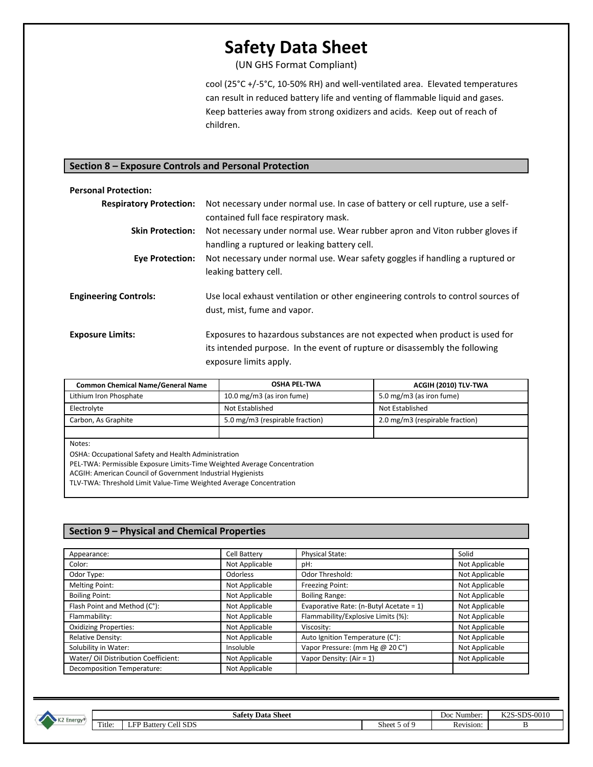cool (25°C +/-5°C, 10-50% RH) and well-ventilated area. Elevated temperatures can result in reduced battery life and venting of flammable liquid and gases. Keep batteries away from strong oxidizers and acids. Keep out of reach of children.

## Section 8 – Exposure Controls and Personal Protection

**Personal Protection:**

**Respiratory Protection:** Not necessary under normal use. In case of battery or cell rupture, use a self-contained full face respiratory mask.

**Skin Protection:** Not necessary under normal use. Wear rubber apron and Viton rubber gloves if handling a ruptured or leaking battery cell.

**Eye Protection:** Not necessary under normal use. Wear safety goggles if handling a ruptured or leaking battery cell.

**Engineering Controls:** Use local exhaust ventilation or other engineering controls to control sources of dust, mist, fume and vapor.

**Exposure Limits:** Exposures to hazardous substances are not expected when product is used for its intended purpose. In the event of rupture or disassembly the following exposure limits apply.

| Common Chemical Name/General Name | OSHA PEL-TWA | ACGIH (2010) TLV-TWA |
|---|---|---|
| Lithium Iron Phosphate | 10.0 mg/m3 (as iron fume) | 5.0 mg/m3 (as iron fume) |
| Electrolyte | Not Established | Not Established |
| Carbon, As Graphite | 5.0 mg/m3 (respirable fraction) | 2.0 mg/m3 (respirable fraction) |
| | | |

Notes:
OSHA: Occupational Safety and Health Administration
PEL-TWA: Permissible Exposure Limits-Time Weighted Average Concentration
ACGIH: American Council of Government Industrial Hygienists
TLV-TWA: Threshold Limit Value-Time Weighted Average Concentration

## Section 9 – Physical and Chemical Properties

| Appearance: | Cell Battery | Physical State: | Solid |
|---|---|---|---|
| Color: | Not Applicable | pH: | Not Applicable |
| Odor Type: | Odorless | Odor Threshold: | Not Applicable |
| Melting Point: | Not Applicable | Freezing Point: | Not Applicable |
| Boiling Point: | Not Applicable | Boiling Range: | Not Applicable |
| Flash Point and Method (C°): | Not Applicable | Evaporative Rate: (n-Butyl Acetate = 1) | Not Applicable |
| Flammability: | Not Applicable | Flammability/Explosive Limits (%): | Not Applicable |
| Oxidizing Properties: | Not Applicable | Viscosity: | Not Applicable |
| Relative Density: | Not Applicable | Auto Ignition Temperature (C°): | Not Applicable |
| Solubility in Water: | Insoluble | Vapor Pressure: (mm Hg @ 20 C°) | Not Applicable |
| Water/ Oil Distribution Coefficient: | Not Applicable | Vapor Density: (Air = 1) | Not Applicable |
| Decomposition Temperature: | Not Applicable | | |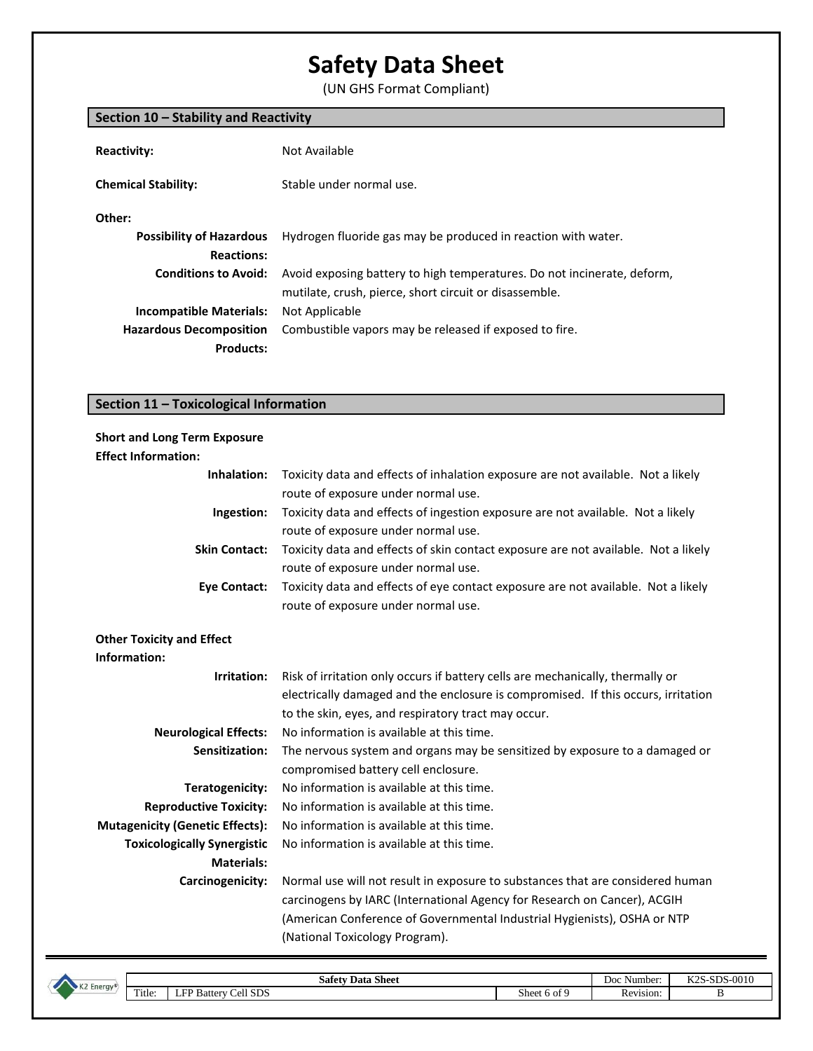# Safety Data Sheet

(UN GHS Format Compliant)

## Section 10 – Stability and Reactivity

**Reactivity:** Not Available

**Chemical Stability:** Stable under normal use.

**Other:**

**Possibility of Hazardous Reactions:** Hydrogen fluoride gas may be produced in reaction with water.

**Conditions to Avoid:** Avoid exposing battery to high temperatures. Do not incinerate, deform, mutilate, crush, pierce, short circuit or disassemble.

**Incompatible Materials:** Not Applicable

**Hazardous Decomposition Products:** Combustible vapors may be released if exposed to fire.

## Section 11 – Toxicological Information

**Short and Long Term Exposure Effect Information:**

**Inhalation:** Toxicity data and effects of inhalation exposure are not available. Not a likely route of exposure under normal use.

**Ingestion:** Toxicity data and effects of ingestion exposure are not available. Not a likely route of exposure under normal use.

**Skin Contact:** Toxicity data and effects of skin contact exposure are not available. Not a likely route of exposure under normal use.

**Eye Contact:** Toxicity data and effects of eye contact exposure are not available. Not a likely route of exposure under normal use.

**Other Toxicity and Effect Information:**

**Irritation:** Risk of irritation only occurs if battery cells are mechanically, thermally or electrically damaged and the enclosure is compromised. If this occurs, irritation to the skin, eyes, and respiratory tract may occur.

**Neurological Effects:** No information is available at this time.

**Sensitization:** The nervous system and organs may be sensitized by exposure to a damaged or compromised battery cell enclosure.

**Teratogenicity:** No information is available at this time.

**Reproductive Toxicity:** No information is available at this time.

**Mutagenicity (Genetic Effects):** No information is available at this time.

**Toxicologically Synergistic Materials:** No information is available at this time.

**Carcinogenicity:** Normal use will not result in exposure to substances that are considered human carcinogens by IARC (International Agency for Research on Cancer), ACGIH (American Conference of Governmental Industrial Hygienists), OSHA or NTP (National Toxicology Program).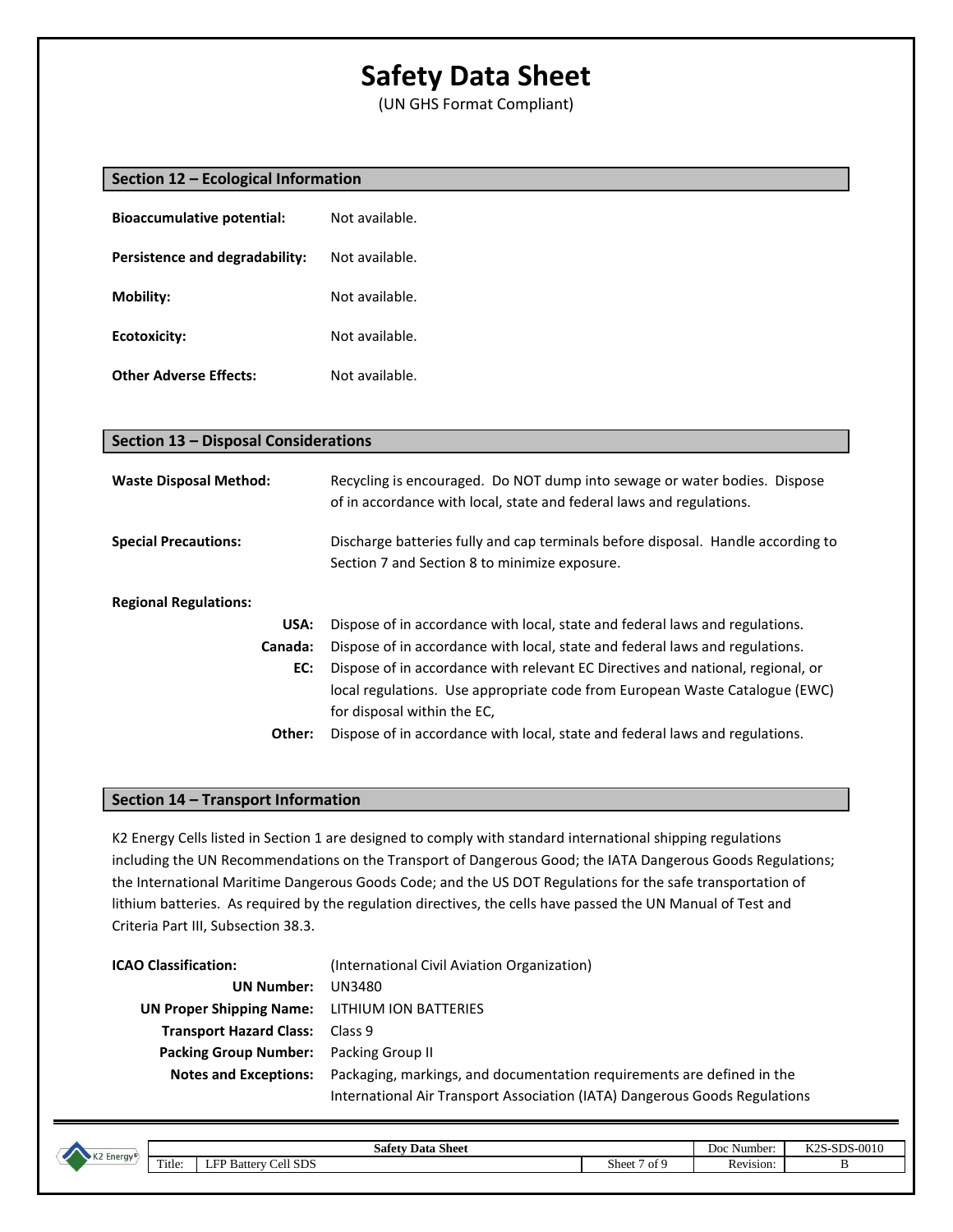# Safety Data Sheet

(UN GHS Format Compliant)

## Section 12 – Ecological Information

**Bioaccumulative potential:** Not available.

**Persistence and degradability:** Not available.

**Mobility:** Not available.

**Ecotoxicity:** Not available.

**Other Adverse Effects:** Not available.

## Section 13 – Disposal Considerations

**Waste Disposal Method:** Recycling is encouraged. Do NOT dump into sewage or water bodies. Dispose of in accordance with local, state and federal laws and regulations.

**Special Precautions:** Discharge batteries fully and cap terminals before disposal. Handle according to Section 7 and Section 8 to minimize exposure.

**Regional Regulations:**

- **USA:** Dispose of in accordance with local, state and federal laws and regulations.
- **Canada:** Dispose of in accordance with local, state and federal laws and regulations.
- **EC:** Dispose of in accordance with relevant EC Directives and national, regional, or local regulations. Use appropriate code from European Waste Catalogue (EWC) for disposal within the EC,
- **Other:** Dispose of in accordance with local, state and federal laws and regulations.

## Section 14 – Transport Information

K2 Energy Cells listed in Section 1 are designed to comply with standard international shipping regulations including the UN Recommendations on the Transport of Dangerous Good; the IATA Dangerous Goods Regulations; the International Maritime Dangerous Goods Code; and the US DOT Regulations for the safe transportation of lithium batteries. As required by the regulation directives, the cells have passed the UN Manual of Test and Criteria Part III, Subsection 38.3.

**ICAO Classification:** (International Civil Aviation Organization)

- **UN Number:** UN3480
- **UN Proper Shipping Name:** LITHIUM ION BATTERIES
- **Transport Hazard Class:** Class 9
- **Packing Group Number:** Packing Group II
- **Notes and Exceptions:** Packaging, markings, and documentation requirements are defined in the International Air Transport Association (IATA) Dangerous Goods Regulations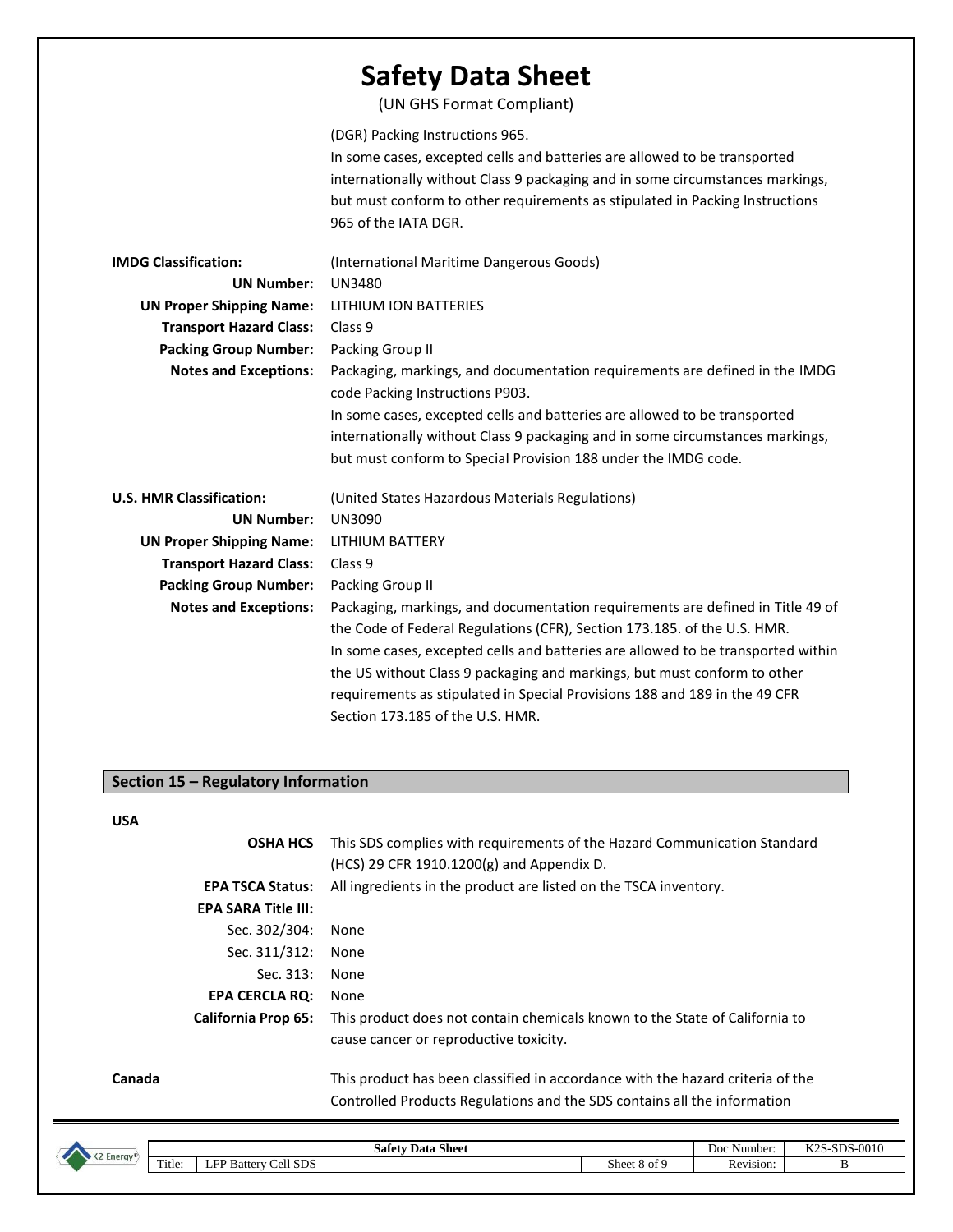(DGR) Packing Instructions 965.
In some cases, excepted cells and batteries are allowed to be transported internationally without Class 9 packaging and in some circumstances markings, but must conform to other requirements as stipulated in Packing Instructions 965 of the IATA DGR.

**IMDG Classification:** (International Maritime Dangerous Goods)

**UN Number:** UN3480

**UN Proper Shipping Name:** LITHIUM ION BATTERIES

**Transport Hazard Class:** Class 9

**Packing Group Number:** Packing Group II

**Notes and Exceptions:** Packaging, markings, and documentation requirements are defined in the IMDG code Packing Instructions P903.
In some cases, excepted cells and batteries are allowed to be transported internationally without Class 9 packaging and in some circumstances markings, but must conform to Special Provision 188 under the IMDG code.

**U.S. HMR Classification:** (United States Hazardous Materials Regulations)

**UN Number:** UN3090

**UN Proper Shipping Name:** LITHIUM BATTERY

**Transport Hazard Class:** Class 9

**Packing Group Number:** Packing Group II

**Notes and Exceptions:** Packaging, markings, and documentation requirements are defined in Title 49 of the Code of Federal Regulations (CFR), Section 173.185. of the U.S. HMR.
In some cases, excepted cells and batteries are allowed to be transported within the US without Class 9 packaging and markings, but must conform to other requirements as stipulated in Special Provisions 188 and 189 in the 49 CFR Section 173.185 of the U.S. HMR.

## Section 15 – Regulatory Information

**USA**

**OSHA HCS** This SDS complies with requirements of the Hazard Communication Standard (HCS) 29 CFR 1910.1200(g) and Appendix D.

**EPA TSCA Status:** All ingredients in the product are listed on the TSCA inventory.

**EPA SARA Title III:**

Sec. 302/304: None

Sec. 311/312: None

Sec. 313: None

**EPA CERCLA RQ:** None

**California Prop 65:** This product does not contain chemicals known to the State of California to cause cancer or reproductive toxicity.

**Canada** This product has been classified in accordance with the hazard criteria of the Controlled Products Regulations and the SDS contains all the information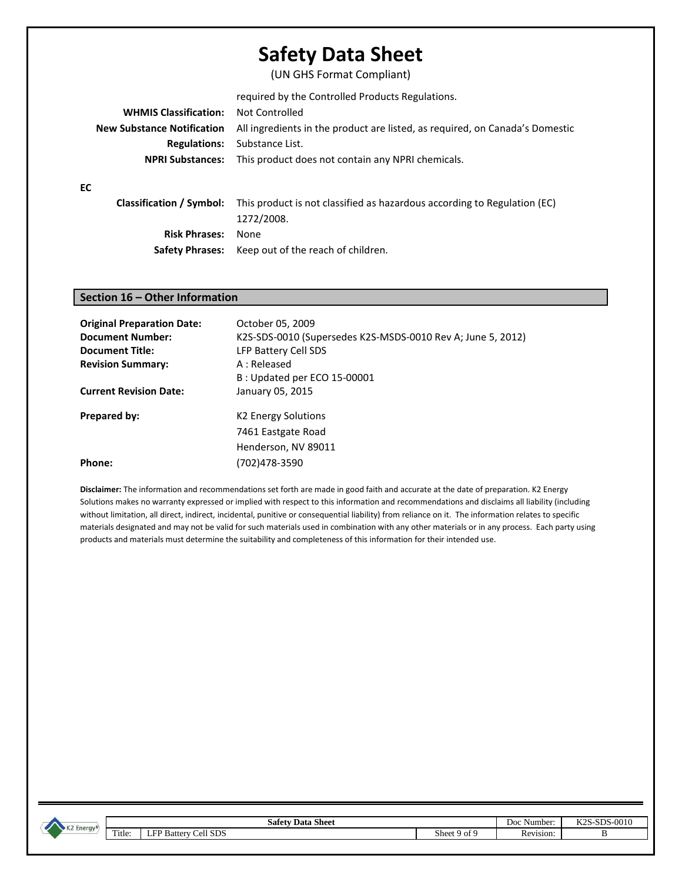required by the Controlled Products Regulations.

| | |
|---|---|
| **WHMIS Classification:** | Not Controlled |
| **New Substance Notification Regulations:** | All ingredients in the product are listed, as required, on Canada's Domestic Substance List. |
| **NPRI Substances:** | This product does not contain any NPRI chemicals. |

**EC**

| | |
|---|---|
| **Classification / Symbol:** | This product is not classified as hazardous according to Regulation (EC) 1272/2008. |
| **Risk Phrases:** | None |
| **Safety Phrases:** | Keep out of the reach of children. |

## Section 16 – Other Information

| | |
|---|---|
| **Original Preparation Date:** | October 05, 2009 |
| **Document Number:** | K2S-SDS-0010 (Supersedes K2S-MSDS-0010 Rev A; June 5, 2012) |
| **Document Title:** | LFP Battery Cell SDS |
| **Revision Summary:** | A : Released<br>B : Updated per ECO 15-00001 |
| **Current Revision Date:** | January 05, 2015 |
| **Prepared by:** | K2 Energy Solutions<br>7461 Eastgate Road<br>Henderson, NV 89011 |
| **Phone:** | (702)478-3590 |

**Disclaimer:** The information and recommendations set forth are made in good faith and accurate at the date of preparation. K2 Energy Solutions makes no warranty expressed or implied with respect to this information and recommendations and disclaims all liability (including without limitation, all direct, indirect, incidental, punitive or consequential liability) from reliance on it. The information relates to specific materials designated and may not be valid for such materials used in combination with any other materials or in any process. Each party using products and materials must determine the suitability and completeness of this information for their intended use.